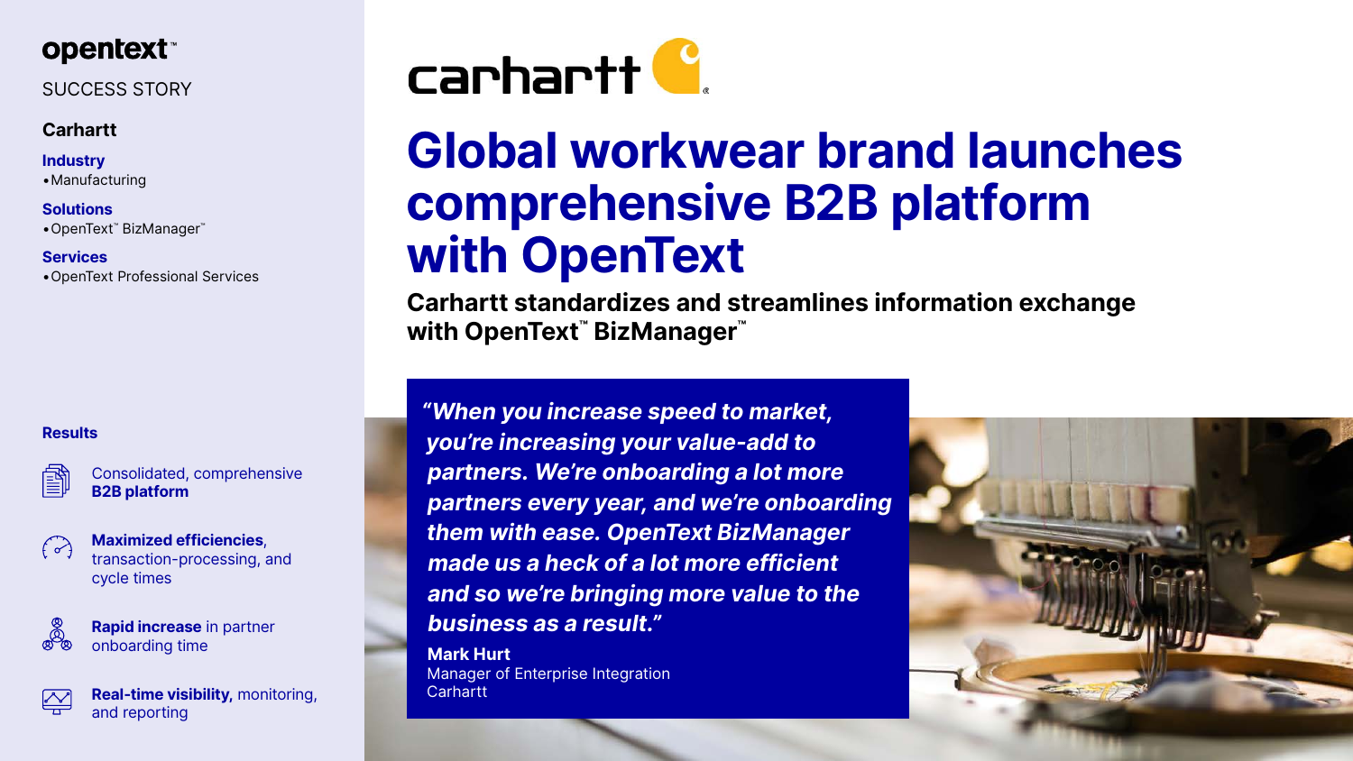opentext™

SUCCESS STORY

**Carhartt**

**Industry**

- Manufacturing

**Solutions**

- OpenText™ BizManager™

**Services**

- OpenText Professional Services

carhartt

# Global workwear brand launches comprehensive B2B platform with OpenText

## Carhartt standardizes and streamlines information exchange with OpenText™ BizManager™

***"When you increase speed to market, you're increasing your value-add to partners. We're onboarding a lot more partners every year, and we're onboarding them with ease. OpenText BizManager made us a heck of a lot more efficient and so we're bringing more value to the business as a result."***

**Mark Hurt**
Manager of Enterprise Integration
Carhartt

**Results**

- Consolidated, comprehensive **B2B platform**
- **Maximized efficiencies**, transaction-processing, and cycle times
- **Rapid increase** in partner onboarding time
- **Real-time visibility,** monitoring, and reporting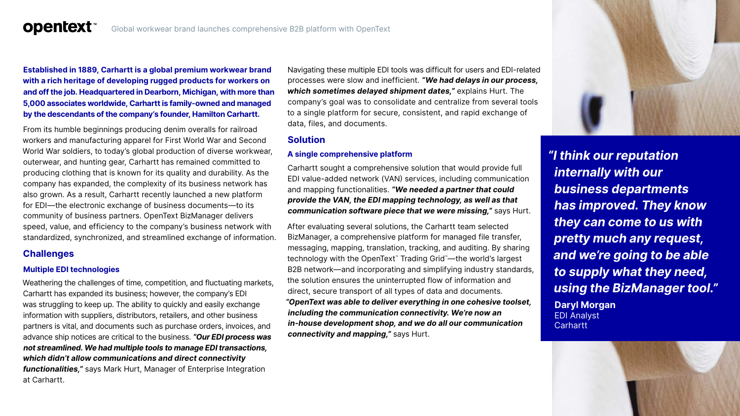**Established in 1889, Carhartt is a global premium workwear brand with a rich heritage of developing rugged products for workers on and off the job. Headquartered in Dearborn, Michigan, with more than 5,000 associates worldwide, Carhartt is family-owned and managed by the descendants of the company's founder, Hamilton Carhartt.**

From its humble beginnings producing denim overalls for railroad workers and manufacturing apparel for First World War and Second World War soldiers, to today's global production of diverse workwear, outerwear, and hunting gear, Carhartt has remained committed to producing clothing that is known for its quality and durability. As the company has expanded, the complexity of its business network has also grown. As a result, Carhartt recently launched a new platform for EDI—the electronic exchange of business documents—to its community of business partners. OpenText BizManager delivers speed, value, and efficiency to the company's business network with standardized, synchronized, and streamlined exchange of information.

## Challenges

### Multiple EDI technologies

Weathering the challenges of time, competition, and fluctuating markets, Carhartt has expanded its business; however, the company's EDI was struggling to keep up. The ability to quickly and easily exchange information with suppliers, distributors, retailers, and other business partners is vital, and documents such as purchase orders, invoices, and advance ship notices are critical to the business. ***"Our EDI process was not streamlined. We had multiple tools to manage EDI transactions, which didn't allow communications and direct connectivity functionalities,"*** says Mark Hurt, Manager of Enterprise Integration at Carhartt.

Navigating these multiple EDI tools was difficult for users and EDI-related processes were slow and inefficient. ***"We had delays in our process, which sometimes delayed shipment dates,"*** explains Hurt. The company's goal was to consolidate and centralize from several tools to a single platform for secure, consistent, and rapid exchange of data, files, and documents.

## Solution

### A single comprehensive platform

Carhartt sought a comprehensive solution that would provide full EDI value-added network (VAN) services, including communication and mapping functionalities. ***"We needed a partner that could provide the VAN, the EDI mapping technology, as well as that communication software piece that we were missing,"*** says Hurt.

After evaluating several solutions, the Carhartt team selected BizManager, a comprehensive platform for managed file transfer, messaging, mapping, translation, tracking, and auditing. By sharing technology with the OpenText™ Trading Grid™—the world's largest B2B network—and incorporating and simplifying industry standards, the solution ensures the uninterrupted flow of information and direct, secure transport of all types of data and documents. ***"OpenText was able to deliver everything in one cohesive toolset, including the communication connectivity. We're now an in-house development shop, and we do all our communication connectivity and mapping,"*** says Hurt.

> ***"I think our reputation internally with our business departments has improved. They know they can come to us with pretty much any request, and we're going to be able to supply what they need, using the BizManager tool."***
>
> **Daryl Morgan**
> EDI Analyst
> Carhartt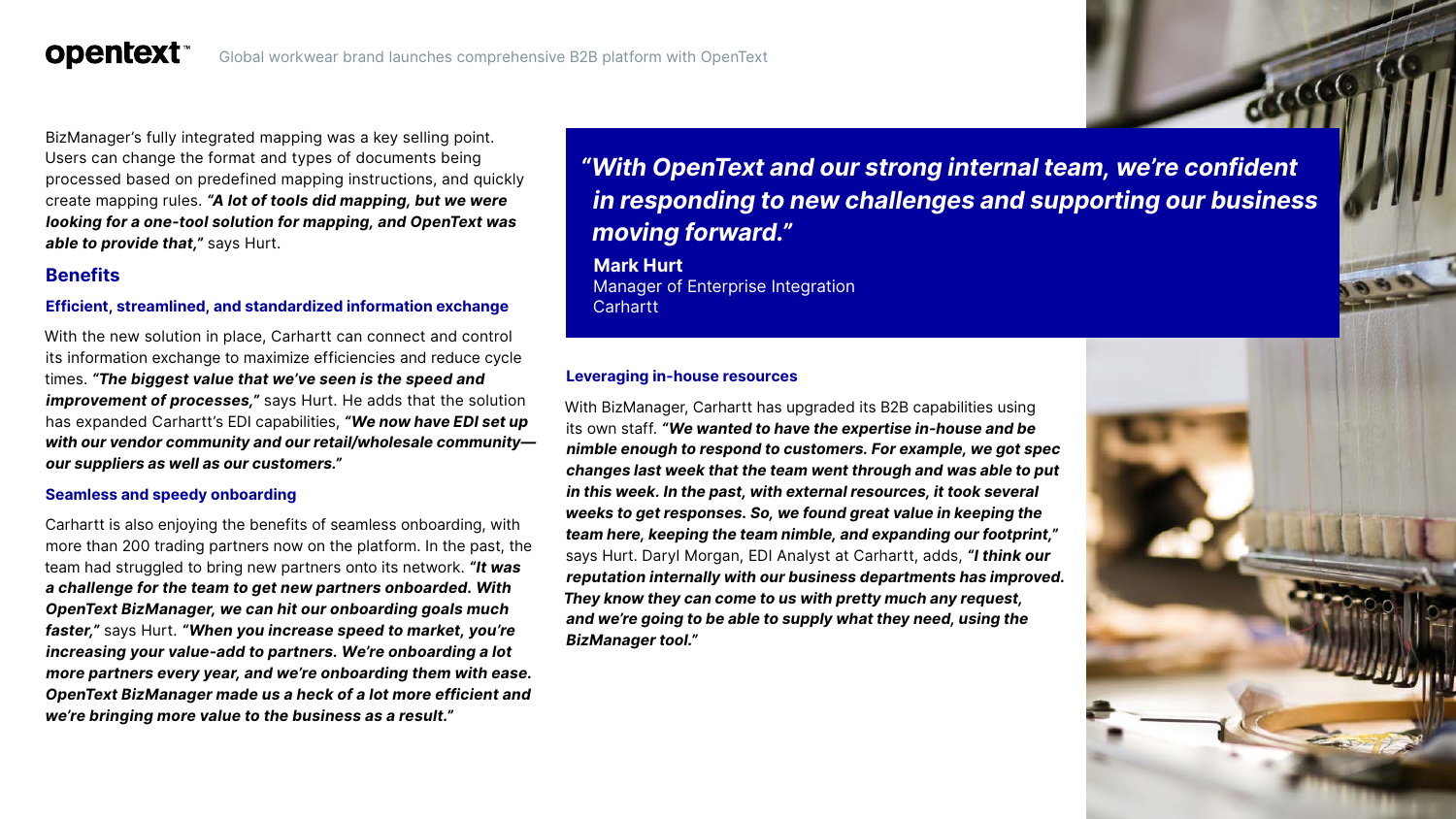BizManager's fully integrated mapping was a key selling point. Users can change the format and types of documents being processed based on predefined mapping instructions, and quickly create mapping rules. ***"A lot of tools did mapping, but we were looking for a one-tool solution for mapping, and OpenText was able to provide that,"*** says Hurt.

## Benefits

### Efficient, streamlined, and standardized information exchange

With the new solution in place, Carhartt can connect and control its information exchange to maximize efficiencies and reduce cycle times. ***"The biggest value that we've seen is the speed and improvement of processes,"*** says Hurt. He adds that the solution has expanded Carhartt's EDI capabilities, ***"We now have EDI set up with our vendor community and our retail/wholesale community—our suppliers as well as our customers."***

### Seamless and speedy onboarding

Carhartt is also enjoying the benefits of seamless onboarding, with more than 200 trading partners now on the platform. In the past, the team had struggled to bring new partners onto its network. ***"It was a challenge for the team to get new partners onboarded. With OpenText BizManager, we can hit our onboarding goals much faster,"*** says Hurt. ***"When you increase speed to market, you're increasing your value-add to partners. We're onboarding a lot more partners every year, and we're onboarding them with ease. OpenText BizManager made us a heck of a lot more efficient and we're bringing more value to the business as a result."***

> ***"With OpenText and our strong internal team, we're confident in responding to new challenges and supporting our business moving forward."***
>
> **Mark Hurt**
> Manager of Enterprise Integration
> Carhartt

### Leveraging in-house resources

With BizManager, Carhartt has upgraded its B2B capabilities using its own staff. ***"We wanted to have the expertise in-house and be nimble enough to respond to customers. For example, we got spec changes last week that the team went through and was able to put in this week. In the past, with external resources, it took several weeks to get responses. So, we found great value in keeping the team here, keeping the team nimble, and expanding our footprint,"*** says Hurt. Daryl Morgan, EDI Analyst at Carhartt, adds, ***"I think our reputation internally with our business departments has improved. They know they can come to us with pretty much any request, and we're going to be able to supply what they need, using the BizManager tool."***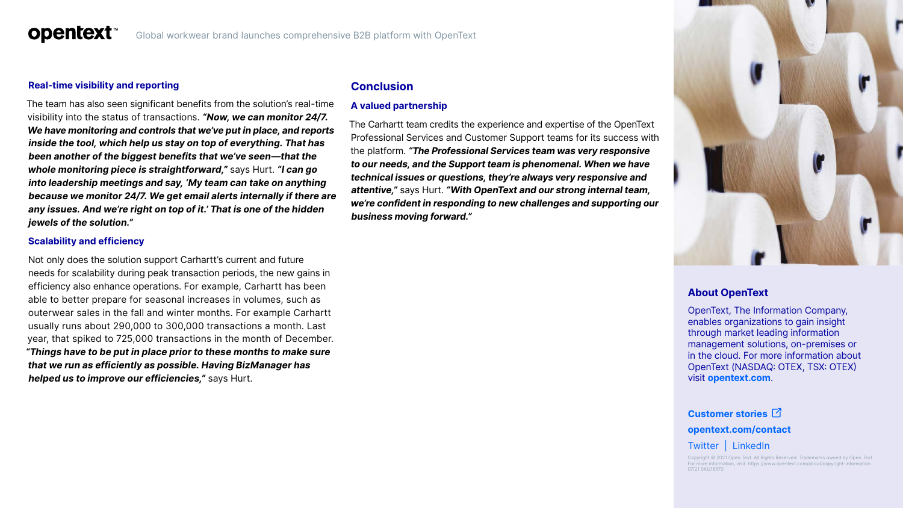### Real-time visibility and reporting

The team has also seen significant benefits from the solution's real-time visibility into the status of transactions. ***"Now, we can monitor 24/7. We have monitoring and controls that we've put in place, and reports inside the tool, which help us stay on top of everything. That has been another of the biggest benefits that we've seen—that the whole monitoring piece is straightforward,"*** says Hurt. ***"I can go into leadership meetings and say, 'My team can take on anything because we monitor 24/7. We get email alerts internally if there are any issues. And we're right on top of it.' That is one of the hidden jewels of the solution."***

### Scalability and efficiency

Not only does the solution support Carhartt's current and future needs for scalability during peak transaction periods, the new gains in efficiency also enhance operations. For example, Carhartt has been able to better prepare for seasonal increases in volumes, such as outerwear sales in the fall and winter months. For example Carhartt usually runs about 290,000 to 300,000 transactions a month. Last year, that spiked to 725,000 transactions in the month of December. ***"Things have to be put in place prior to these months to make sure that we run as efficiently as possible. Having BizManager has helped us to improve our efficiencies,"*** says Hurt.

## Conclusion

### A valued partnership

The Carhartt team credits the experience and expertise of the OpenText Professional Services and Customer Support teams for its success with the platform. ***"The Professional Services team was very responsive to our needs, and the Support team is phenomenal. When we have technical issues or questions, they're always very responsive and attentive,"*** says Hurt. ***"With OpenText and our strong internal team, we're confident in responding to new challenges and supporting our business moving forward."***

### About OpenText

OpenText, The Information Company, enables organizations to gain insight through market leading information management solutions, on-premises or in the cloud. For more information about OpenText (NASDAQ: OTEX, TSX: OTEX) visit **opentext.com**.

**Customer stories**

**opentext.com/contact**

Twitter | LinkedIn

Copyright © 2021 Open Text. All Rights Reserved. Trademarks owned by Open Text. For more information, visit: https://www.opentext.com/about/copyright-information 07/21 SKU18570